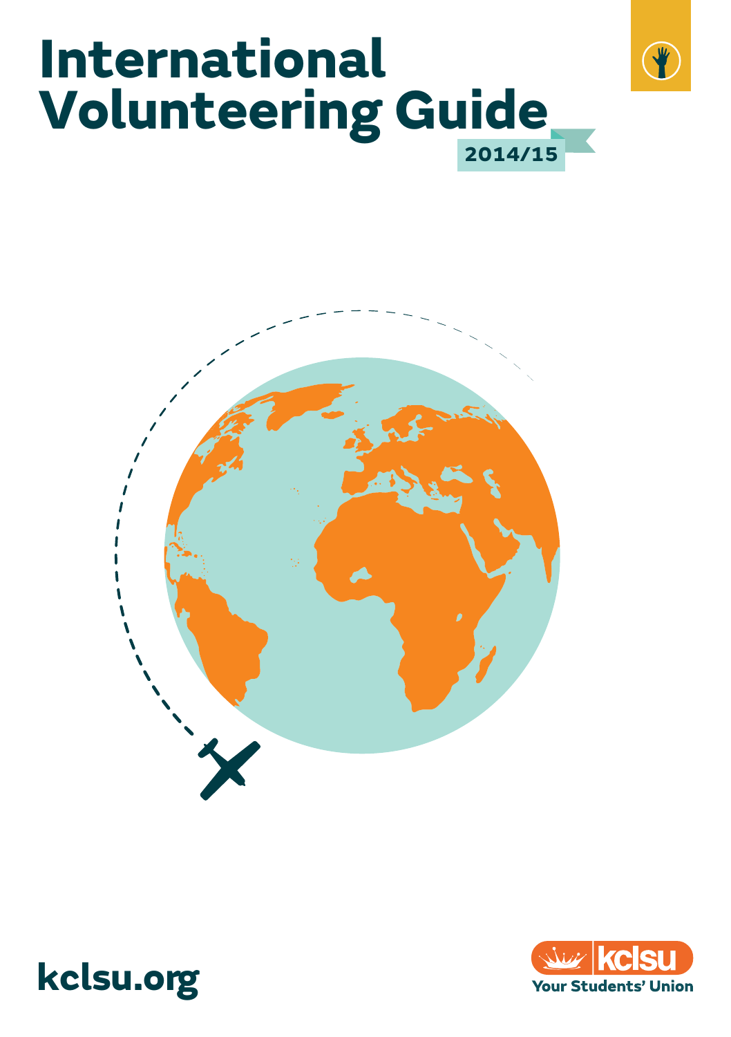# International Volunteering Guide

2014/15

kclsu.org

kclsu Your Students' Union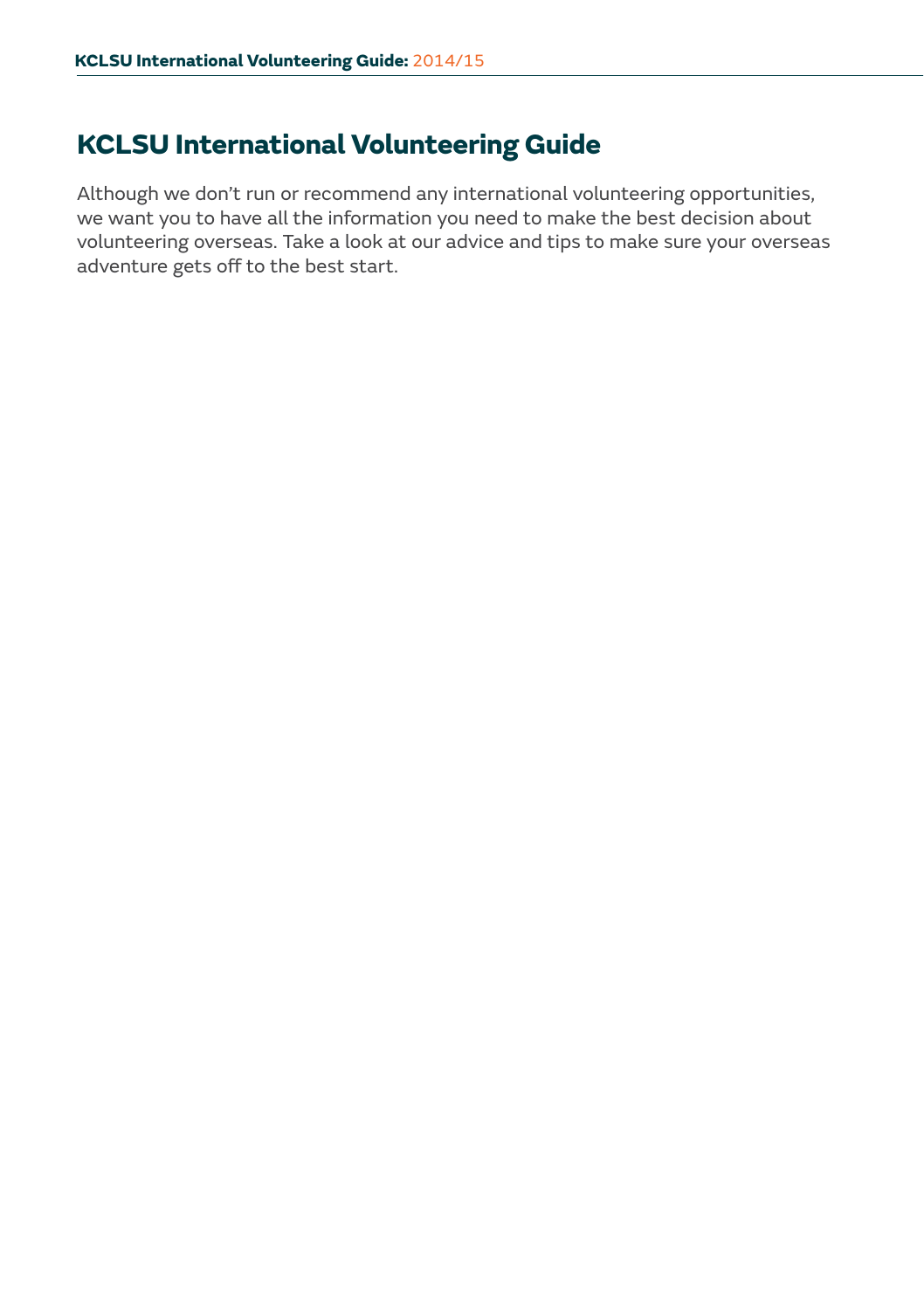# KCLSU International Volunteering Guide

Although we don’t run or recommend any international volunteering opportunities, we want you to have all the information you need to make the best decision about volunteering overseas. Take a look at our advice and tips to make sure your overseas adventure gets off to the best start.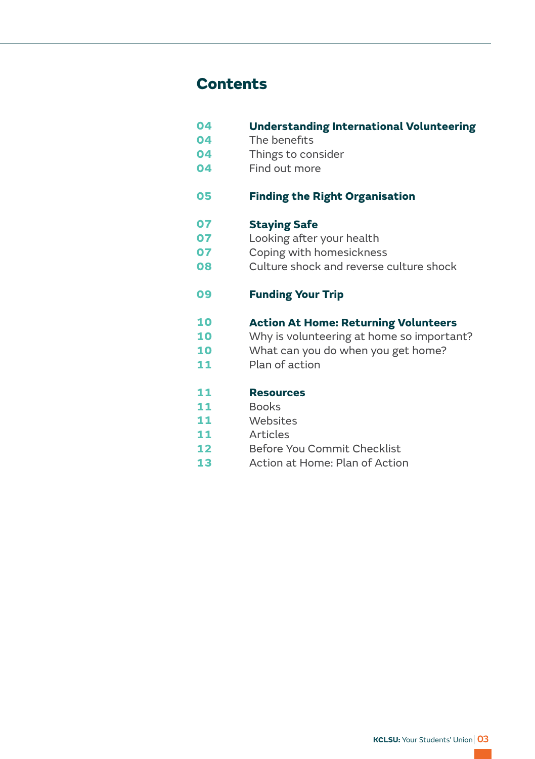# Contents

| | |
|---|---|
| **04** | **Understanding International Volunteering** |
| 04 | The benefits |
| 04 | Things to consider |
| 04 | Find out more |
| **05** | **Finding the Right Organisation** |
| **07** | **Staying Safe** |
| 07 | Looking after your health |
| 07 | Coping with homesickness |
| 08 | Culture shock and reverse culture shock |
| **09** | **Funding Your Trip** |
| **10** | **Action At Home: Returning Volunteers** |
| 10 | Why is volunteering at home so important? |
| 10 | What can you do when you get home? |
| 11 | Plan of action |
| **11** | **Resources** |
| 11 | Books |
| 11 | Websites |
| 11 | Articles |
| 12 | Before You Commit Checklist |
| 13 | Action at Home: Plan of Action |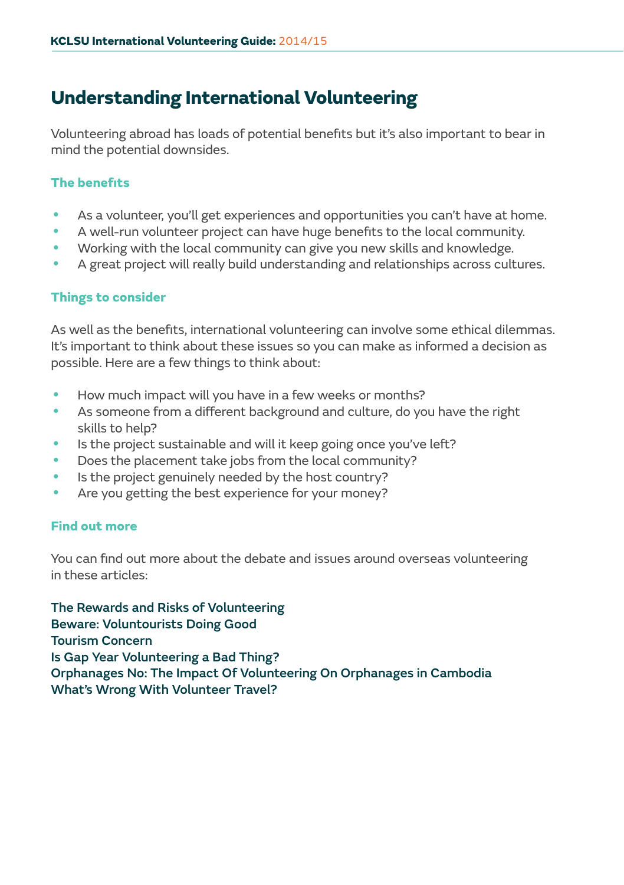# Understanding International Volunteering

Volunteering abroad has loads of potential benefits but it's also important to bear in mind the potential downsides.

### The benefits

- As a volunteer, you'll get experiences and opportunities you can't have at home.
- A well-run volunteer project can have huge benefits to the local community.
- Working with the local community can give you new skills and knowledge.
- A great project will really build understanding and relationships across cultures.

### Things to consider

As well as the benefits, international volunteering can involve some ethical dilemmas. It's important to think about these issues so you can make as informed a decision as possible. Here are a few things to think about:

- How much impact will you have in a few weeks or months?
- As someone from a different background and culture, do you have the right skills to help?
- Is the project sustainable and will it keep going once you've left?
- Does the placement take jobs from the local community?
- Is the project genuinely needed by the host country?
- Are you getting the best experience for your money?

### Find out more

You can find out more about the debate and issues around overseas volunteering in these articles:

**The Rewards and Risks of Volunteering**
**Beware: Voluntourists Doing Good**
**Tourism Concern**
**Is Gap Year Volunteering a Bad Thing?**
**Orphanages No: The Impact Of Volunteering On Orphanages in Cambodia**
**What's Wrong With Volunteer Travel?**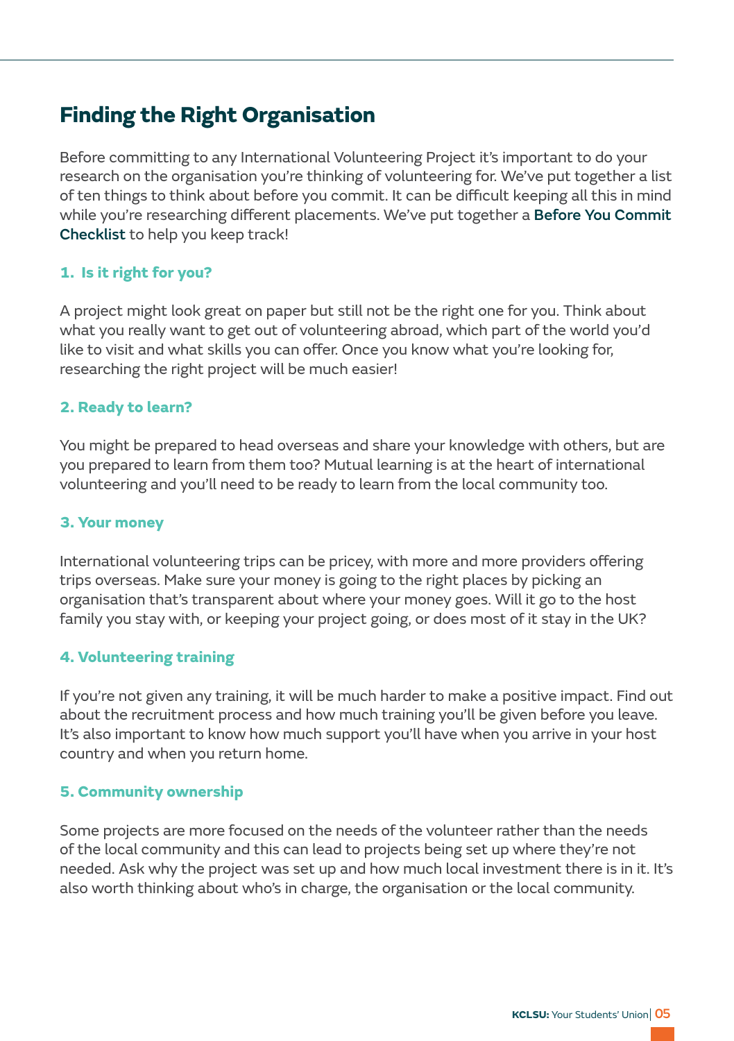## Finding the Right Organisation

Before committing to any International Volunteering Project it's important to do your research on the organisation you're thinking of volunteering for. We've put together a list of ten things to think about before you commit. It can be difficult keeping all this in mind while you're researching different placements. We've put together a **Before You Commit Checklist** to help you keep track!

### 1. Is it right for you?

A project might look great on paper but still not be the right one for you. Think about what you really want to get out of volunteering abroad, which part of the world you'd like to visit and what skills you can offer. Once you know what you're looking for, researching the right project will be much easier!

### 2. Ready to learn?

You might be prepared to head overseas and share your knowledge with others, but are you prepared to learn from them too? Mutual learning is at the heart of international volunteering and you'll need to be ready to learn from the local community too.

### 3. Your money

International volunteering trips can be pricey, with more and more providers offering trips overseas. Make sure your money is going to the right places by picking an organisation that's transparent about where your money goes. Will it go to the host family you stay with, or keeping your project going, or does most of it stay in the UK?

### 4. Volunteering training

If you're not given any training, it will be much harder to make a positive impact. Find out about the recruitment process and how much training you'll be given before you leave. It's also important to know how much support you'll have when you arrive in your host country and when you return home.

### 5. Community ownership

Some projects are more focused on the needs of the volunteer rather than the needs of the local community and this can lead to projects being set up where they're not needed. Ask why the project was set up and how much local investment there is in it. It's also worth thinking about who's in charge, the organisation or the local community.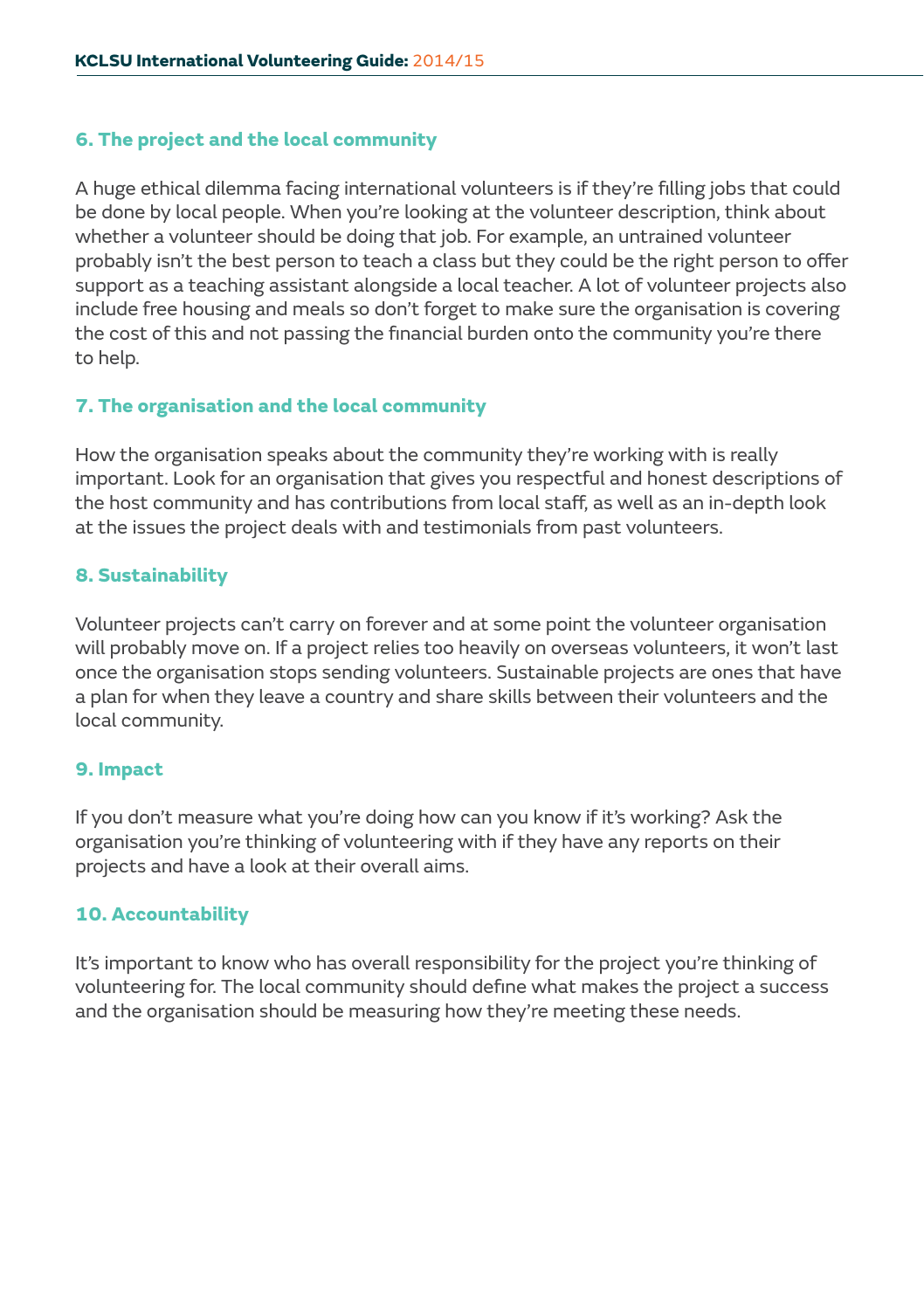### 6. The project and the local community

A huge ethical dilemma facing international volunteers is if they're filling jobs that could be done by local people. When you're looking at the volunteer description, think about whether a volunteer should be doing that job. For example, an untrained volunteer probably isn't the best person to teach a class but they could be the right person to offer support as a teaching assistant alongside a local teacher. A lot of volunteer projects also include free housing and meals so don't forget to make sure the organisation is covering the cost of this and not passing the financial burden onto the community you're there to help.

### 7. The organisation and the local community

How the organisation speaks about the community they're working with is really important. Look for an organisation that gives you respectful and honest descriptions of the host community and has contributions from local staff, as well as an in-depth look at the issues the project deals with and testimonials from past volunteers.

### 8. Sustainability

Volunteer projects can't carry on forever and at some point the volunteer organisation will probably move on. If a project relies too heavily on overseas volunteers, it won't last once the organisation stops sending volunteers. Sustainable projects are ones that have a plan for when they leave a country and share skills between their volunteers and the local community.

### 9. Impact

If you don't measure what you're doing how can you know if it's working? Ask the organisation you're thinking of volunteering with if they have any reports on their projects and have a look at their overall aims.

### 10. Accountability

It's important to know who has overall responsibility for the project you're thinking of volunteering for. The local community should define what makes the project a success and the organisation should be measuring how they're meeting these needs.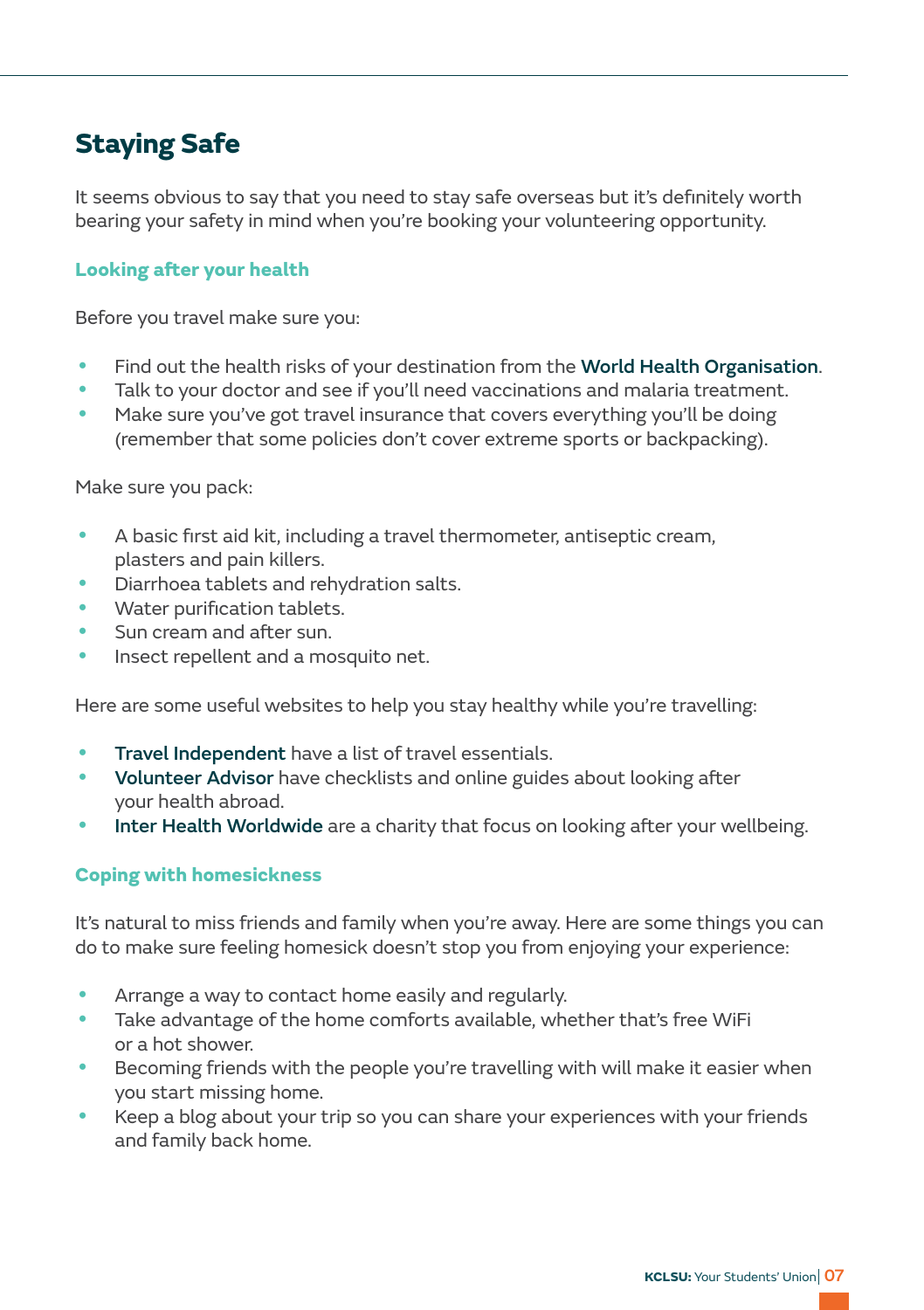## Staying Safe

It seems obvious to say that you need to stay safe overseas but it's definitely worth bearing your safety in mind when you're booking your volunteering opportunity.

### Looking after your health

Before you travel make sure you:

- Find out the health risks of your destination from the World Health Organisation.
- Talk to your doctor and see if you'll need vaccinations and malaria treatment.
- Make sure you've got travel insurance that covers everything you'll be doing (remember that some policies don't cover extreme sports or backpacking).

Make sure you pack:

- A basic first aid kit, including a travel thermometer, antiseptic cream, plasters and pain killers.
- Diarrhoea tablets and rehydration salts.
- Water purification tablets.
- Sun cream and after sun.
- Insect repellent and a mosquito net.

Here are some useful websites to help you stay healthy while you're travelling:

- Travel Independent have a list of travel essentials.
- Volunteer Advisor have checklists and online guides about looking after your health abroad.
- Inter Health Worldwide are a charity that focus on looking after your wellbeing.

### Coping with homesickness

It's natural to miss friends and family when you're away. Here are some things you can do to make sure feeling homesick doesn't stop you from enjoying your experience:

- Arrange a way to contact home easily and regularly.
- Take advantage of the home comforts available, whether that's free WiFi or a hot shower.
- Becoming friends with the people you're travelling with will make it easier when you start missing home.
- Keep a blog about your trip so you can share your experiences with your friends and family back home.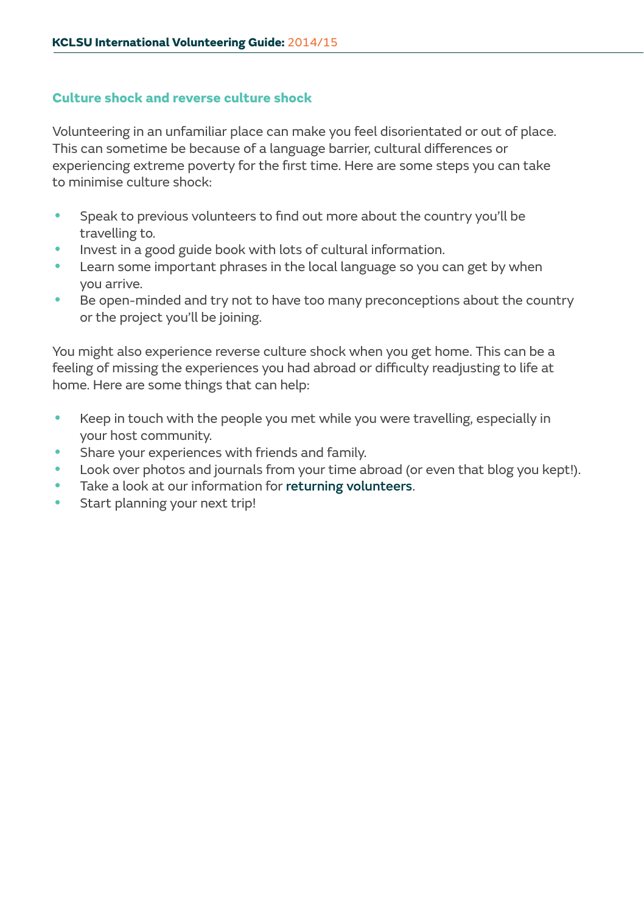## Culture shock and reverse culture shock

Volunteering in an unfamiliar place can make you feel disorientated or out of place. This can sometime be because of a language barrier, cultural differences or experiencing extreme poverty for the first time. Here are some steps you can take to minimise culture shock:

- Speak to previous volunteers to find out more about the country you'll be travelling to.
- Invest in a good guide book with lots of cultural information.
- Learn some important phrases in the local language so you can get by when you arrive.
- Be open-minded and try not to have too many preconceptions about the country or the project you'll be joining.

You might also experience reverse culture shock when you get home. This can be a feeling of missing the experiences you had abroad or difficulty readjusting to life at home. Here are some things that can help:

- Keep in touch with the people you met while you were travelling, especially in your host community.
- Share your experiences with friends and family.
- Look over photos and journals from your time abroad (or even that blog you kept!).
- Take a look at our information for **returning volunteers**.
- Start planning your next trip!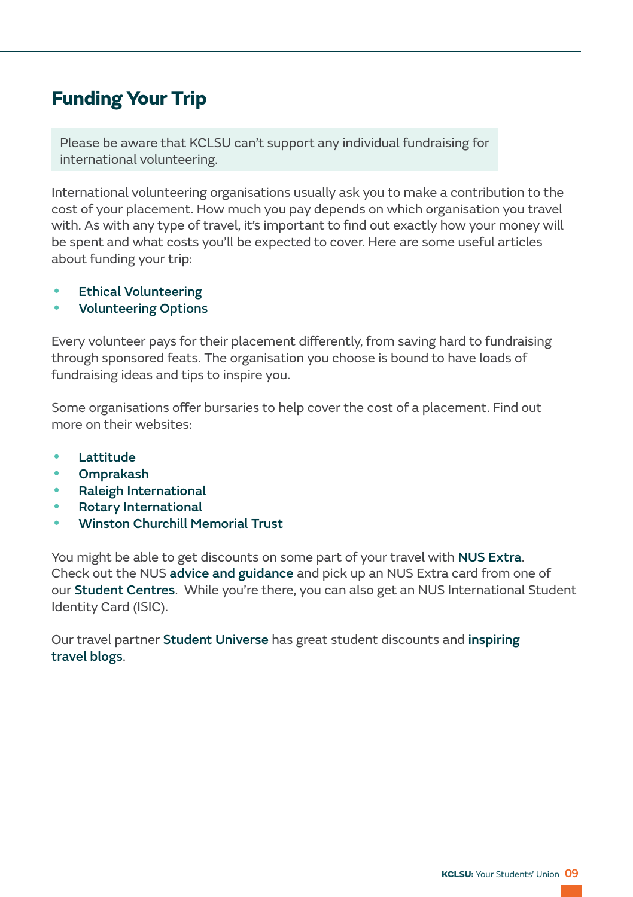## Funding Your Trip

> Please be aware that KCLSU can't support any individual fundraising for international volunteering.

International volunteering organisations usually ask you to make a contribution to the cost of your placement. How much you pay depends on which organisation you travel with. As with any type of travel, it's important to find out exactly how your money will be spent and what costs you'll be expected to cover. Here are some useful articles about funding your trip:

- **Ethical Volunteering**
- **Volunteering Options**

Every volunteer pays for their placement differently, from saving hard to fundraising through sponsored feats. The organisation you choose is bound to have loads of fundraising ideas and tips to inspire you.

Some organisations offer bursaries to help cover the cost of a placement. Find out more on their websites:

- **Lattitude**
- **Omprakash**
- **Raleigh International**
- **Rotary International**
- **Winston Churchill Memorial Trust**

You might be able to get discounts on some part of your travel with **NUS Extra**. Check out the NUS **advice and guidance** and pick up an NUS Extra card from one of our **Student Centres**. While you're there, you can also get an NUS International Student Identity Card (ISIC).

Our travel partner **Student Universe** has great student discounts and **inspiring travel blogs**.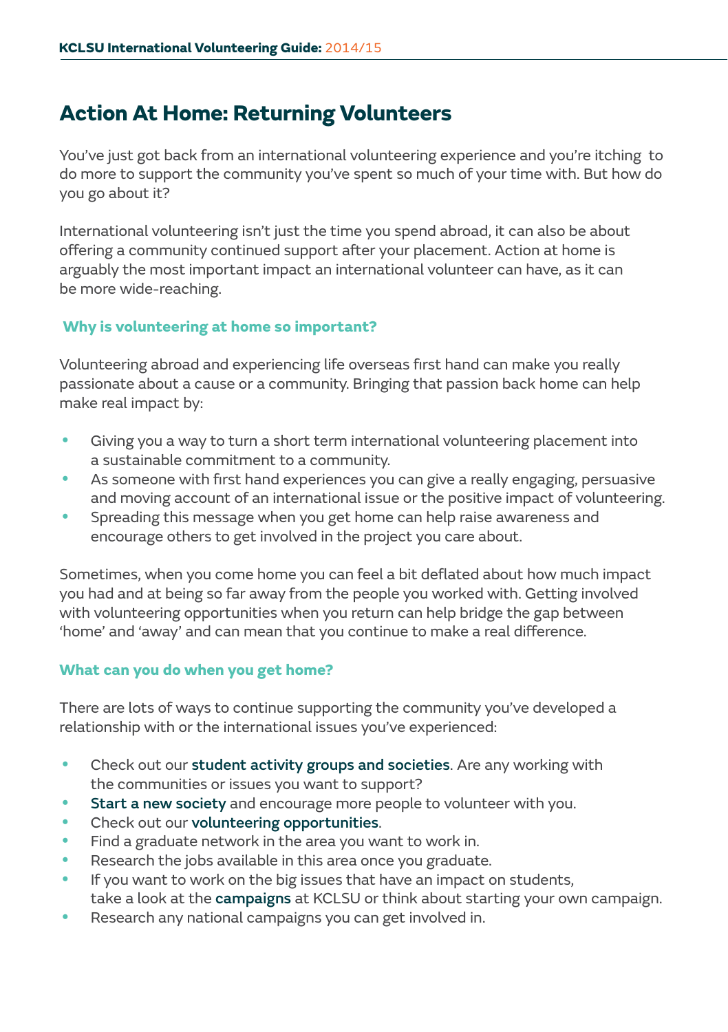# Action At Home: Returning Volunteers

You've just got back from an international volunteering experience and you're itching to do more to support the community you've spent so much of your time with. But how do you go about it?

International volunteering isn't just the time you spend abroad, it can also be about offering a community continued support after your placement. Action at home is arguably the most important impact an international volunteer can have, as it can be more wide-reaching.

### Why is volunteering at home so important?

Volunteering abroad and experiencing life overseas first hand can make you really passionate about a cause or a community. Bringing that passion back home can help make real impact by:

- Giving you a way to turn a short term international volunteering placement into a sustainable commitment to a community.
- As someone with first hand experiences you can give a really engaging, persuasive and moving account of an international issue or the positive impact of volunteering.
- Spreading this message when you get home can help raise awareness and encourage others to get involved in the project you care about.

Sometimes, when you come home you can feel a bit deflated about how much impact you had and at being so far away from the people you worked with. Getting involved with volunteering opportunities when you return can help bridge the gap between 'home' and 'away' and can mean that you continue to make a real difference.

### What can you do when you get home?

There are lots of ways to continue supporting the community you've developed a relationship with or the international issues you've experienced:

- Check out our **student activity groups and societies**. Are any working with the communities or issues you want to support?
- **Start a new society** and encourage more people to volunteer with you.
- Check out our **volunteering opportunities**.
- Find a graduate network in the area you want to work in.
- Research the jobs available in this area once you graduate.
- If you want to work on the big issues that have an impact on students, take a look at the **campaigns** at KCLSU or think about starting your own campaign.
- Research any national campaigns you can get involved in.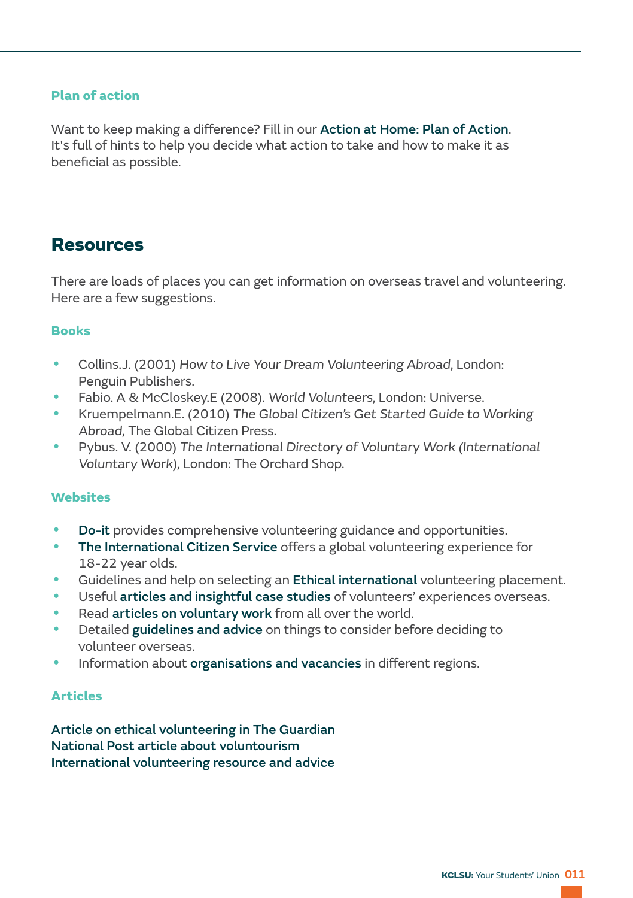### Plan of action

Want to keep making a difference? Fill in our **Action at Home: Plan of Action**. It's full of hints to help you decide what action to take and how to make it as beneficial as possible.

## Resources

There are loads of places you can get information on overseas travel and volunteering. Here are a few suggestions.

### Books

- Collins.J. (2001) *How to Live Your Dream Volunteering Abroad*, London: Penguin Publishers.
- Fabio. A & McCloskey.E (2008). *World Volunteers*, London: Universe.
- Kruempelmann.E. (2010) *The Global Citizen's Get Started Guide to Working Abroad*, The Global Citizen Press.
- Pybus. V. (2000) *The International Directory of Voluntary Work (International Voluntary Work)*, London: The Orchard Shop.

### Websites

- **Do-it** provides comprehensive volunteering guidance and opportunities.
- **The International Citizen Service** offers a global volunteering experience for 18-22 year olds.
- Guidelines and help on selecting an **Ethical international** volunteering placement.
- Useful **articles and insightful case studies** of volunteers' experiences overseas.
- Read **articles on voluntary work** from all over the world.
- Detailed **guidelines and advice** on things to consider before deciding to volunteer overseas.
- Information about **organisations and vacancies** in different regions.

### Articles

**Article on ethical volunteering in The Guardian**
**National Post article about voluntourism**
**International volunteering resource and advice**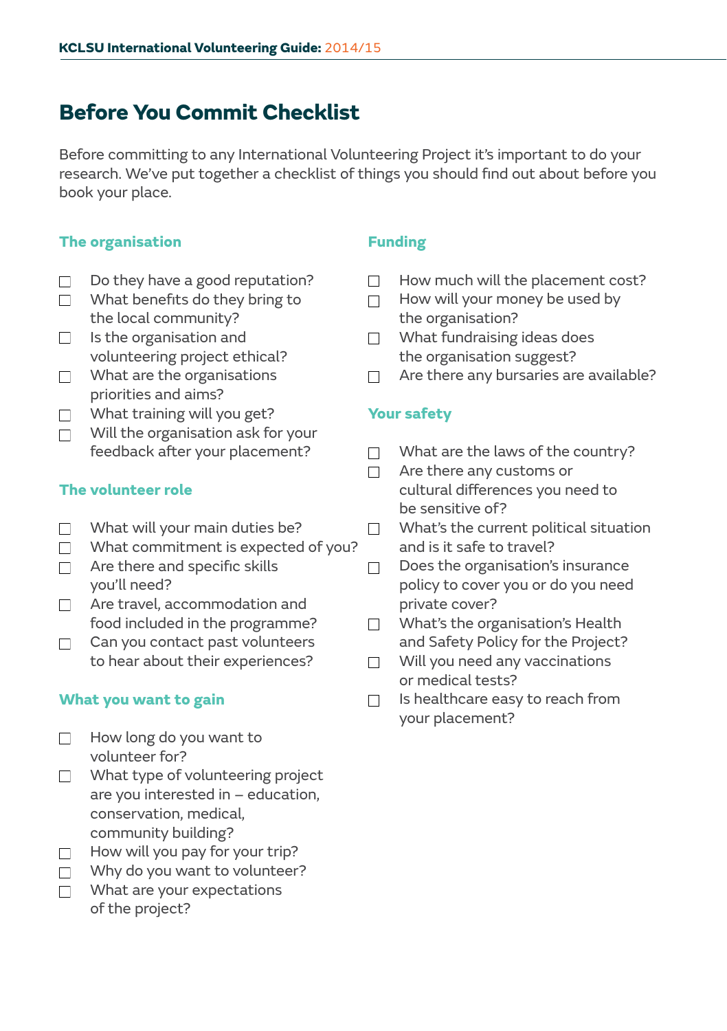# Before You Commit Checklist

Before committing to any International Volunteering Project it's important to do your research. We've put together a checklist of things you should find out about before you book your place.

### The organisation

- ☐ Do they have a good reputation?
- ☐ What benefits do they bring to the local community?
- ☐ Is the organisation and volunteering project ethical?
- ☐ What are the organisations priorities and aims?
- ☐ What training will you get?
- ☐ Will the organisation ask for your feedback after your placement?

### The volunteer role

- ☐ What will your main duties be?
- ☐ What commitment is expected of you?
- ☐ Are there and specific skills you'll need?
- ☐ Are travel, accommodation and food included in the programme?
- ☐ Can you contact past volunteers to hear about their experiences?

### What you want to gain

- ☐ How long do you want to volunteer for?
- ☐ What type of volunteering project are you interested in – education, conservation, medical, community building?
- ☐ How will you pay for your trip?
- ☐ Why do you want to volunteer?
- ☐ What are your expectations of the project?

### Funding

- ☐ How much will the placement cost?
- ☐ How will your money be used by the organisation?
- ☐ What fundraising ideas does the organisation suggest?
- ☐ Are there any bursaries are available?

### Your safety

- ☐ What are the laws of the country?
- ☐ Are there any customs or cultural differences you need to be sensitive of?
- ☐ What's the current political situation and is it safe to travel?
- ☐ Does the organisation's insurance policy to cover you or do you need private cover?
- ☐ What's the organisation's Health and Safety Policy for the Project?
- ☐ Will you need any vaccinations or medical tests?
- ☐ Is healthcare easy to reach from your placement?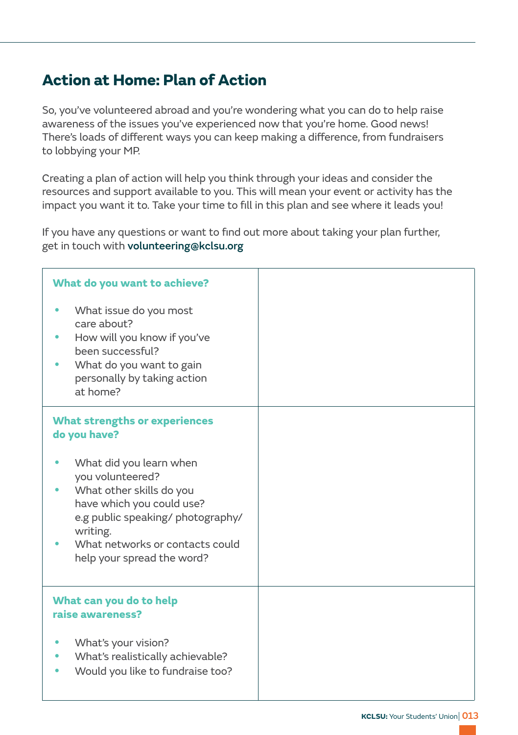## Action at Home: Plan of Action

So, you've volunteered abroad and you're wondering what you can do to help raise awareness of the issues you've experienced now that you're home. Good news! There's loads of different ways you can keep making a difference, from fundraisers to lobbying your MP.

Creating a plan of action will help you think through your ideas and consider the resources and support available to you. This will mean your event or activity has the impact you want it to. Take your time to fill in this plan and see where it leads you!

If you have any questions or want to find out more about taking your plan further, get in touch with **volunteering@kclsu.org**

| | |
|---|---|
| **What do you want to achieve?**<br><br>• What issue do you most care about?<br>• How will you know if you've been successful?<br>• What do you want to gain personally by taking action at home? | |
| **What strengths or experiences do you have?**<br><br>• What did you learn when you volunteered?<br>• What other skills do you have which you could use? e.g public speaking/ photography/ writing.<br>• What networks or contacts could help your spread the word? | |
| **What can you do to help raise awareness?**<br><br>• What's your vision?<br>• What's realistically achievable?<br>• Would you like to fundraise too? | |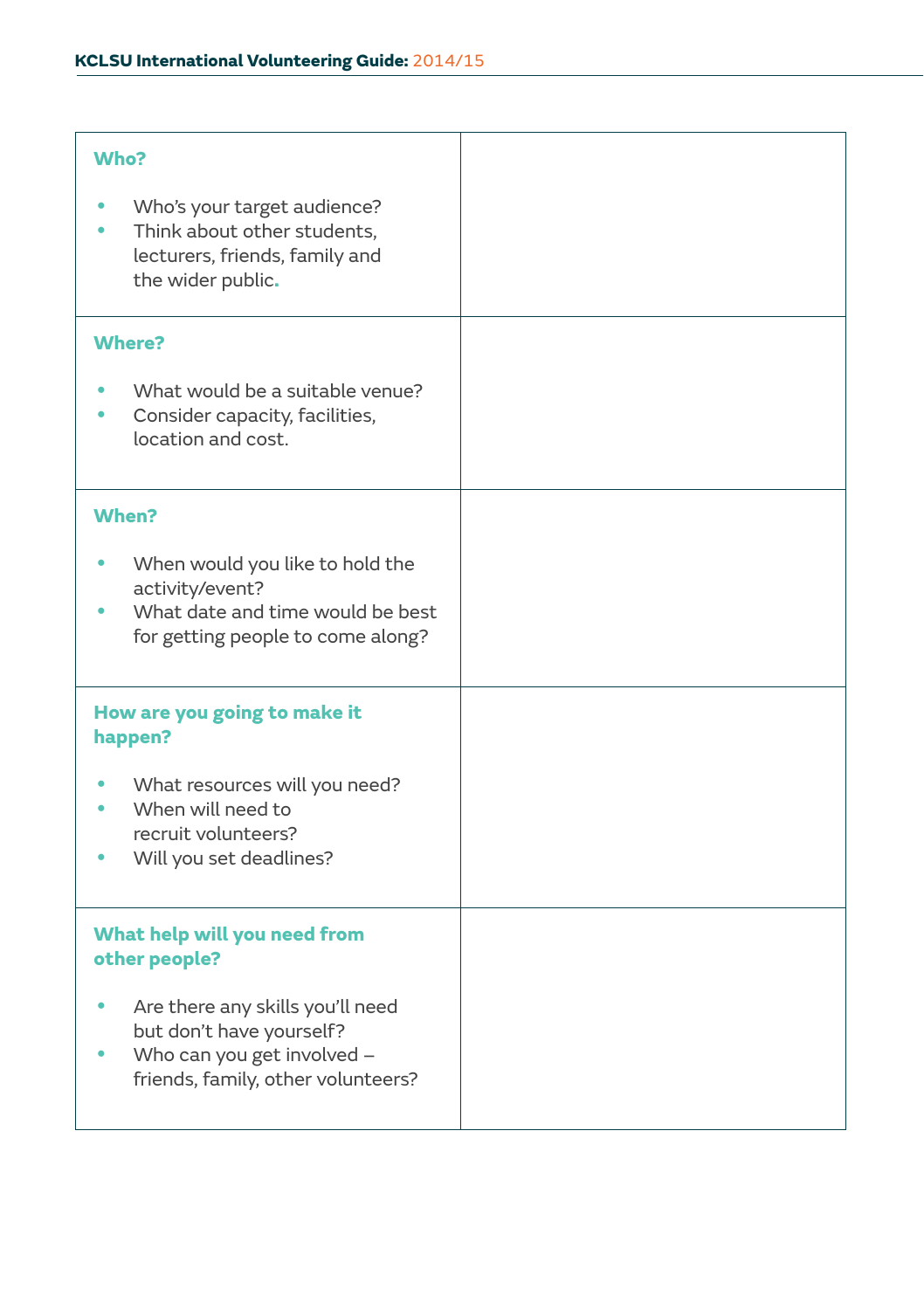| | |
|---|---|
| **Who?**<br><br>• Who's your target audience?<br>• Think about other students, lecturers, friends, family and the wider public. | |
| **Where?**<br><br>• What would be a suitable venue?<br>• Consider capacity, facilities, location and cost. | |
| **When?**<br><br>• When would you like to hold the activity/event?<br>• What date and time would be best for getting people to come along? | |
| **How are you going to make it happen?**<br><br>• What resources will you need?<br>• When will need to recruit volunteers?<br>• Will you set deadlines? | |
| **What help will you need from other people?**<br><br>• Are there any skills you'll need but don't have yourself?<br>• Who can you get involved – friends, family, other volunteers? | |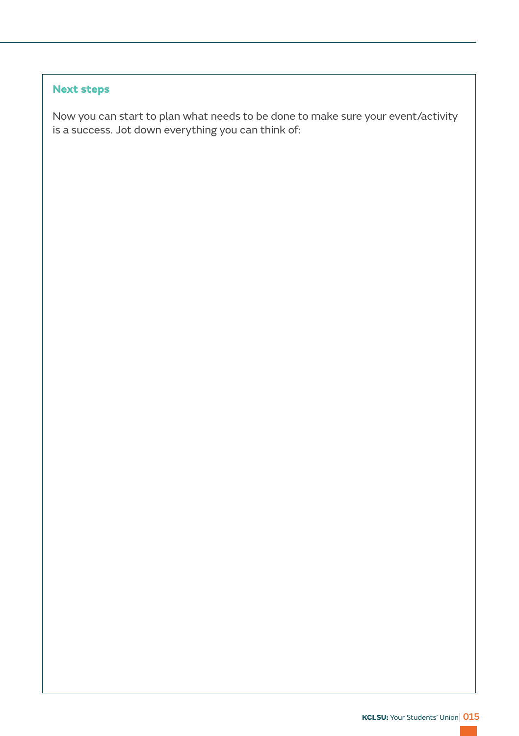## Next steps

Now you can start to plan what needs to be done to make sure your event/activity is a success. Jot down everything you can think of: